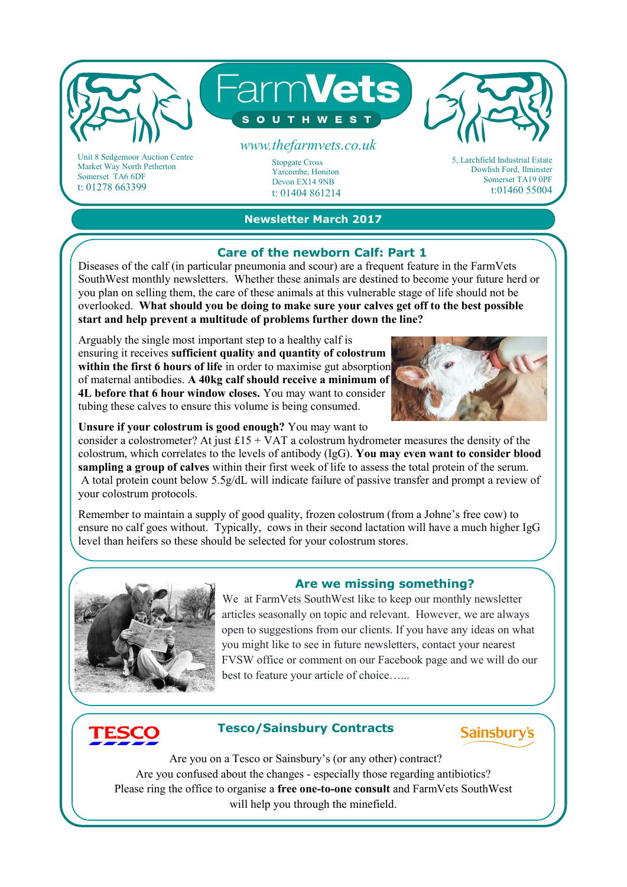# FarmVets SOUTHWEST

*www.thefarmvets.co.uk*

Unit 8 Sedgemoor Auction Centre
Market Way North Petherton
Somerset TA6 6DF
t: 01278 663399

Stopgate Cross
Yarcombe, Honiton
Devon EX14 9NB
t: 01404 861214

5, Larchfield Industrial Estate
Dowlish Ford, Ilminster
Somerset TA19 0PF
t:01460 55004

**Newsletter March 2017**

## Care of the newborn Calf: Part 1

Diseases of the calf (in particular pneumonia and scour) are a frequent feature in the FarmVets SouthWest monthly newsletters. Whether these animals are destined to become your future herd or you plan on selling them, the care of these animals at this vulnerable stage of life should not be overlooked. **What should you be doing to make sure your calves get off to the best possible start and help prevent a multitude of problems further down the line?**

Arguably the single most important step to a healthy calf is ensuring it receives **sufficient quality and quantity of colostrum within the first 6 hours of life** in order to maximise gut absorption of maternal antibodies. **A 40kg calf should receive a minimum of 4L before that 6 hour window closes.** You may want to consider tubing these calves to ensure this volume is being consumed.

**Unsure if your colostrum is good enough?** You may want to consider a colostrometer? At just £15 + VAT a colostrum hydrometer measures the density of the colostrum, which correlates to the levels of antibody (IgG). **You may even want to consider blood sampling a group of calves** within their first week of life to assess the total protein of the serum. A total protein count below 5.5g/dL will indicate failure of passive transfer and prompt a review of your colostrum protocols.

Remember to maintain a supply of good quality, frozen colostrum (from a Johne's free cow) to ensure no calf goes without. Typically, cows in their second lactation will have a much higher IgG level than heifers so these should be selected for your colostrum stores.

## Are we missing something?

We at FarmVets SouthWest like to keep our monthly newsletter articles seasonally on topic and relevant. However, we are always open to suggestions from our clients. If you have any ideas on what you might like to see in future newsletters, contact your nearest FVSW office or comment on our Facebook page and we will do our best to feature your article of choice…...

## Tesco/Sainsbury Contracts

Are you on a Tesco or Sainsbury's (or any other) contract?
Are you confused about the changes - especially those regarding antibiotics?
Please ring the office to organise a **free one-to-one consult** and FarmVets SouthWest will help you through the minefield.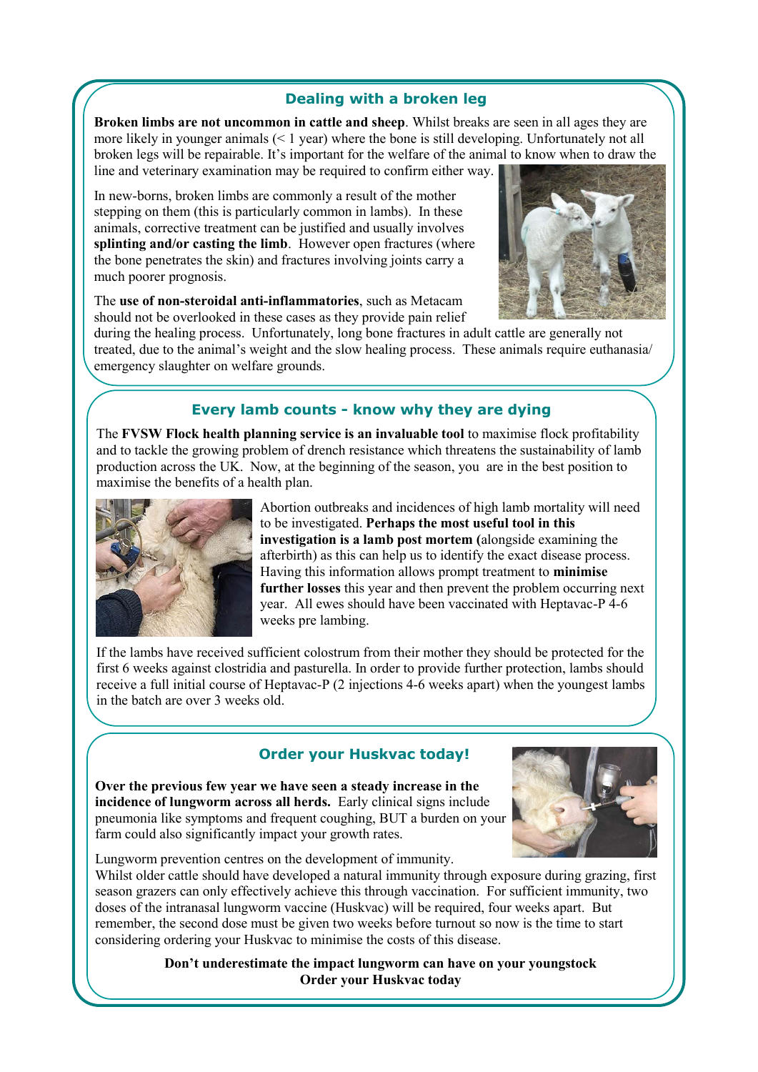## Dealing with a broken leg

**Broken limbs are not uncommon in cattle and sheep**. Whilst breaks are seen in all ages they are more likely in younger animals (< 1 year) where the bone is still developing. Unfortunately not all broken legs will be repairable. It's important for the welfare of the animal to know when to draw the line and veterinary examination may be required to confirm either way.

In new-borns, broken limbs are commonly a result of the mother stepping on them (this is particularly common in lambs). In these animals, corrective treatment can be justified and usually involves **splinting and/or casting the limb**. However open fractures (where the bone penetrates the skin) and fractures involving joints carry a much poorer prognosis.

The **use of non-steroidal anti-inflammatories**, such as Metacam should not be overlooked in these cases as they provide pain relief during the healing process. Unfortunately, long bone fractures in adult cattle are generally not treated, due to the animal's weight and the slow healing process. These animals require euthanasia/ emergency slaughter on welfare grounds.

## Every lamb counts - know why they are dying

The **FVSW Flock health planning service is an invaluable tool** to maximise flock profitability and to tackle the growing problem of drench resistance which threatens the sustainability of lamb production across the UK. Now, at the beginning of the season, you are in the best position to maximise the benefits of a health plan.

Abortion outbreaks and incidences of high lamb mortality will need to be investigated. **Perhaps the most useful tool in this investigation is a lamb post mortem (**alongside examining the afterbirth) as this can help us to identify the exact disease process. Having this information allows prompt treatment to **minimise further losses** this year and then prevent the problem occurring next year. All ewes should have been vaccinated with Heptavac-P 4-6 weeks pre lambing.

If the lambs have received sufficient colostrum from their mother they should be protected for the first 6 weeks against clostridia and pasturella. In order to provide further protection, lambs should receive a full initial course of Heptavac-P (2 injections 4-6 weeks apart) when the youngest lambs in the batch are over 3 weeks old.

## Order your Huskvac today!

**Over the previous few year we have seen a steady increase in the incidence of lungworm across all herds.** Early clinical signs include pneumonia like symptoms and frequent coughing, BUT a burden on your farm could also significantly impact your growth rates.

Lungworm prevention centres on the development of immunity.
Whilst older cattle should have developed a natural immunity through exposure during grazing, first season grazers can only effectively achieve this through vaccination. For sufficient immunity, two doses of the intranasal lungworm vaccine (Huskvac) will be required, four weeks apart. But remember, the second dose must be given two weeks before turnout so now is the time to start considering ordering your Huskvac to minimise the costs of this disease.

**Don't underestimate the impact lungworm can have on your youngstock**
**Order your Huskvac today**